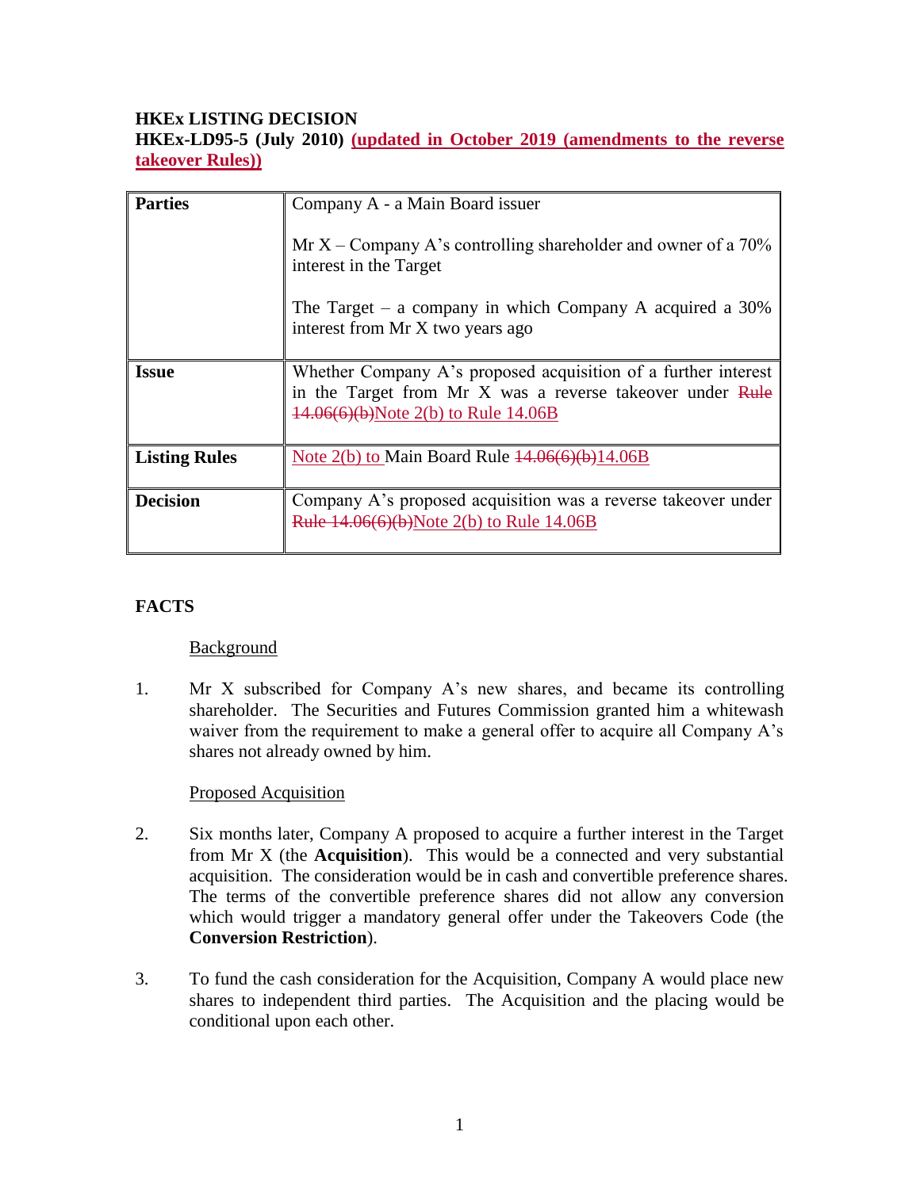**HKEx LISTING DECISION**
**HKEx-LD95-5 (July 2010) (updated in October 2019 (amendments to the reverse takeover Rules))**

| | |
|---|---|
| **Parties** | Company A - a Main Board issuer<br><br>Mr X – Company A's controlling shareholder and owner of a 70% interest in the Target<br><br>The Target – a company in which Company A acquired a 30% interest from Mr X two years ago |
| **Issue** | Whether Company A's proposed acquisition of a further interest in the Target from Mr X was a reverse takeover under ~~Rule 14.06(6)(b)~~Note 2(b) to Rule 14.06B |
| **Listing Rules** | Note 2(b) to Main Board Rule ~~14.06(6)(b)~~14.06B |
| **Decision** | Company A's proposed acquisition was a reverse takeover under ~~Rule 14.06(6)(b)~~Note 2(b) to Rule 14.06B |

## FACTS

Background

1. Mr X subscribed for Company A's new shares, and became its controlling shareholder. The Securities and Futures Commission granted him a whitewash waiver from the requirement to make a general offer to acquire all Company A's shares not already owned by him.

Proposed Acquisition

2. Six months later, Company A proposed to acquire a further interest in the Target from Mr X (the **Acquisition**). This would be a connected and very substantial acquisition. The consideration would be in cash and convertible preference shares. The terms of the convertible preference shares did not allow any conversion which would trigger a mandatory general offer under the Takeovers Code (the **Conversion Restriction**).

3. To fund the cash consideration for the Acquisition, Company A would place new shares to independent third parties. The Acquisition and the placing would be conditional upon each other.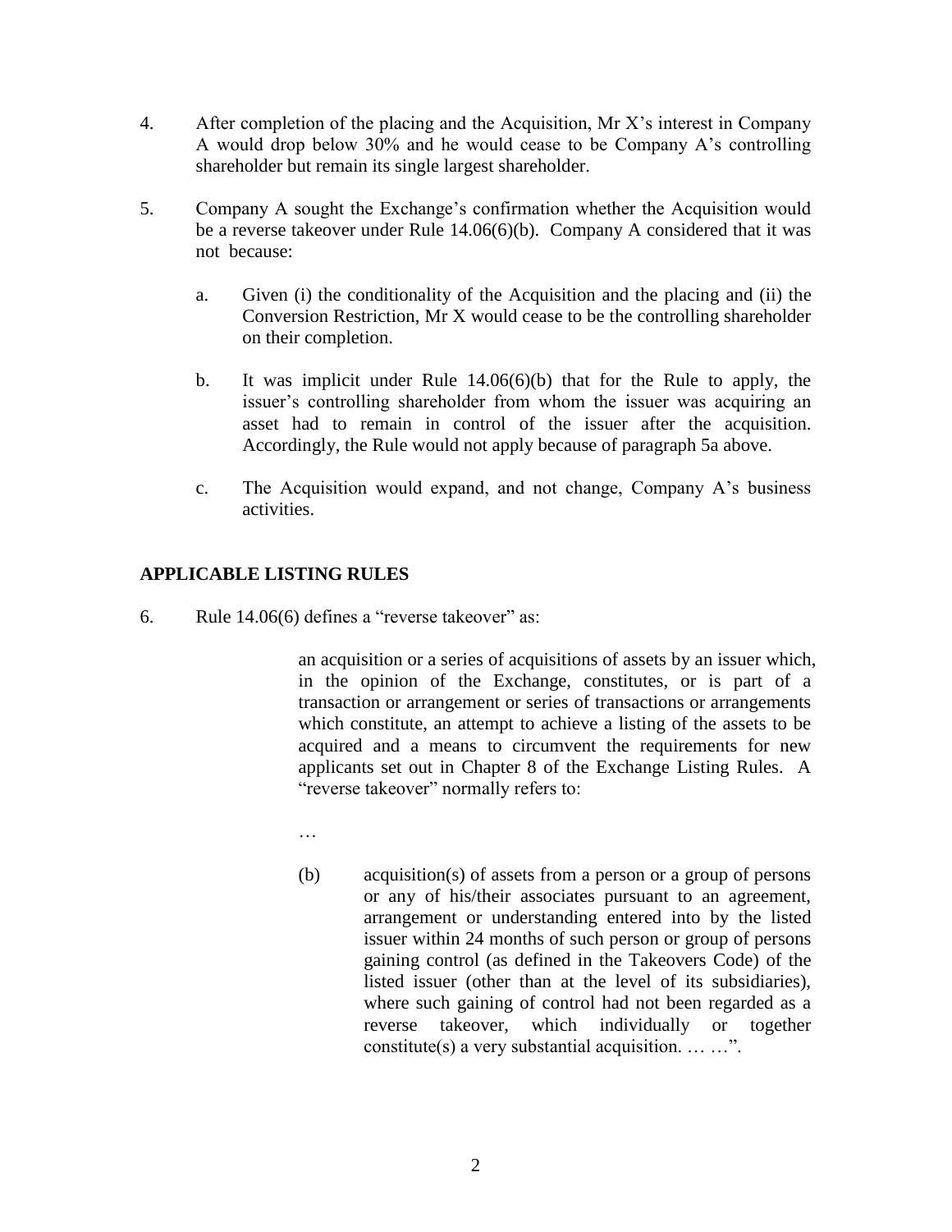4. After completion of the placing and the Acquisition, Mr X's interest in Company A would drop below 30% and he would cease to be Company A's controlling shareholder but remain its single largest shareholder.

5. Company A sought the Exchange's confirmation whether the Acquisition would be a reverse takeover under Rule 14.06(6)(b). Company A considered that it was not because:

   a. Given (i) the conditionality of the Acquisition and the placing and (ii) the Conversion Restriction, Mr X would cease to be the controlling shareholder on their completion.

   b. It was implicit under Rule 14.06(6)(b) that for the Rule to apply, the issuer's controlling shareholder from whom the issuer was acquiring an asset had to remain in control of the issuer after the acquisition. Accordingly, the Rule would not apply because of paragraph 5a above.

   c. The Acquisition would expand, and not change, Company A's business activities.

## APPLICABLE LISTING RULES

6. Rule 14.06(6) defines a "reverse takeover" as:

   > an acquisition or a series of acquisitions of assets by an issuer which, in the opinion of the Exchange, constitutes, or is part of a transaction or arrangement or series of transactions or arrangements which constitute, an attempt to achieve a listing of the assets to be acquired and a means to circumvent the requirements for new applicants set out in Chapter 8 of the Exchange Listing Rules. A "reverse takeover" normally refers to:
   >
   > …
   >
   > (b) acquisition(s) of assets from a person or a group of persons or any of his/their associates pursuant to an agreement, arrangement or understanding entered into by the listed issuer within 24 months of such person or group of persons gaining control (as defined in the Takeovers Code) of the listed issuer (other than at the level of its subsidiaries), where such gaining of control had not been regarded as a reverse takeover, which individually or together constitute(s) a very substantial acquisition. … …".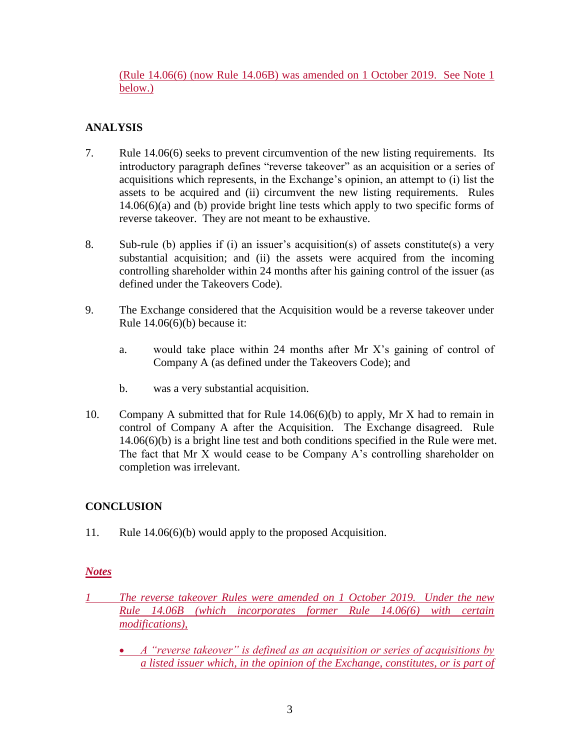(Rule 14.06(6) (now Rule 14.06B) was amended on 1 October 2019. See Note 1 below.)

## ANALYSIS

7. Rule 14.06(6) seeks to prevent circumvention of the new listing requirements. Its introductory paragraph defines "reverse takeover" as an acquisition or a series of acquisitions which represents, in the Exchange's opinion, an attempt to (i) list the assets to be acquired and (ii) circumvent the new listing requirements. Rules 14.06(6)(a) and (b) provide bright line tests which apply to two specific forms of reverse takeover. They are not meant to be exhaustive.

8. Sub-rule (b) applies if (i) an issuer's acquisition(s) of assets constitute(s) a very substantial acquisition; and (ii) the assets were acquired from the incoming controlling shareholder within 24 months after his gaining control of the issuer (as defined under the Takeovers Code).

9. The Exchange considered that the Acquisition would be a reverse takeover under Rule 14.06(6)(b) because it:

   a. would take place within 24 months after Mr X's gaining of control of Company A (as defined under the Takeovers Code); and

   b. was a very substantial acquisition.

10. Company A submitted that for Rule 14.06(6)(b) to apply, Mr X had to remain in control of Company A after the Acquisition. The Exchange disagreed. Rule 14.06(6)(b) is a bright line test and both conditions specified in the Rule were met. The fact that Mr X would cease to be Company A's controlling shareholder on completion was irrelevant.

## CONCLUSION

11. Rule 14.06(6)(b) would apply to the proposed Acquisition.

***Notes***

*1 The reverse takeover Rules were amended on 1 October 2019. Under the new Rule 14.06B (which incorporates former Rule 14.06(6) with certain modifications),*

- *A "reverse takeover" is defined as an acquisition or series of acquisitions by a listed issuer which, in the opinion of the Exchange, constitutes, or is part of*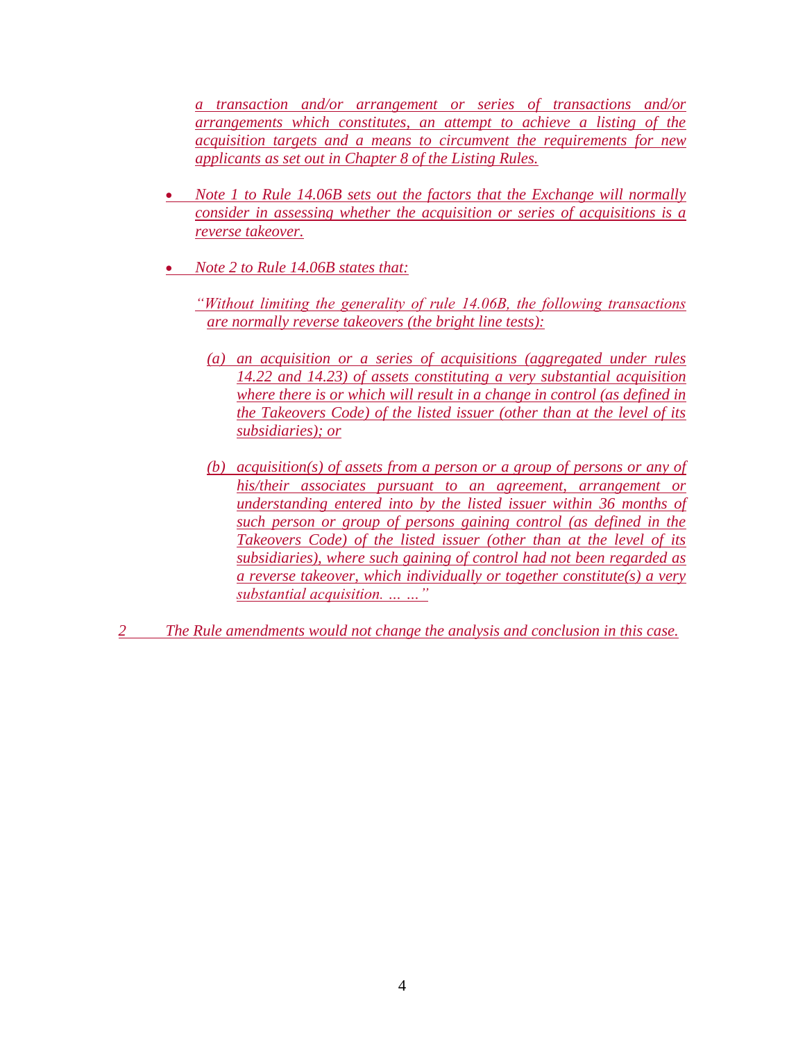*a transaction and/or arrangement or series of transactions and/or arrangements which constitutes, an attempt to achieve a listing of the acquisition targets and a means to circumvent the requirements for new applicants as set out in Chapter 8 of the Listing Rules.*

- *Note 1 to Rule 14.06B sets out the factors that the Exchange will normally consider in assessing whether the acquisition or series of acquisitions is a reverse takeover.*

- *Note 2 to Rule 14.06B states that:*

  *"Without limiting the generality of rule 14.06B, the following transactions are normally reverse takeovers (the bright line tests):*

  *(a) an acquisition or a series of acquisitions (aggregated under rules 14.22 and 14.23) of assets constituting a very substantial acquisition where there is or which will result in a change in control (as defined in the Takeovers Code) of the listed issuer (other than at the level of its subsidiaries); or*

  *(b) acquisition(s) of assets from a person or a group of persons or any of his/their associates pursuant to an agreement, arrangement or understanding entered into by the listed issuer within 36 months of such person or group of persons gaining control (as defined in the Takeovers Code) of the listed issuer (other than at the level of its subsidiaries), where such gaining of control had not been regarded as a reverse takeover, which individually or together constitute(s) a very substantial acquisition. ... ..."*

*2 The Rule amendments would not change the analysis and conclusion in this case.*